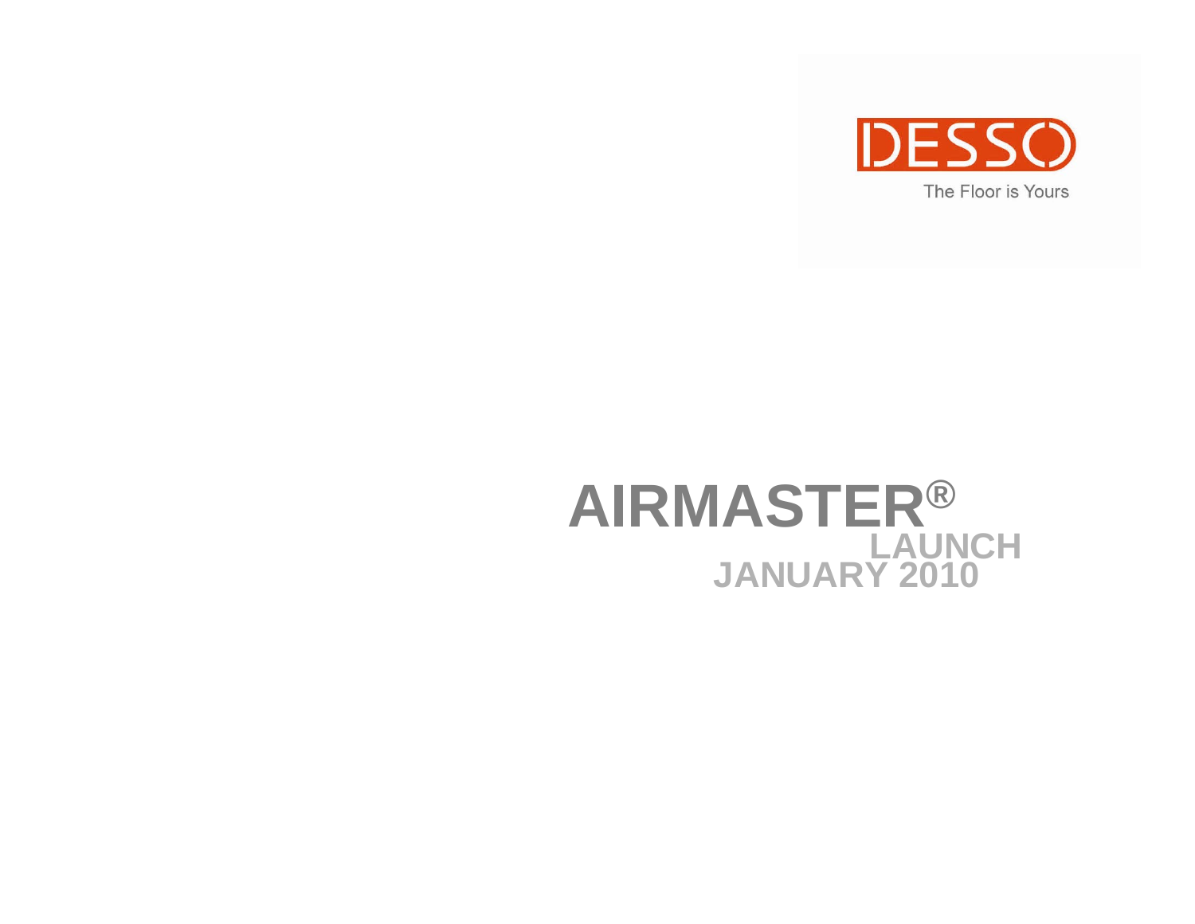DESSO

The Floor is Yours

# AIRMASTER®

## LAUNCH JANUARY 2010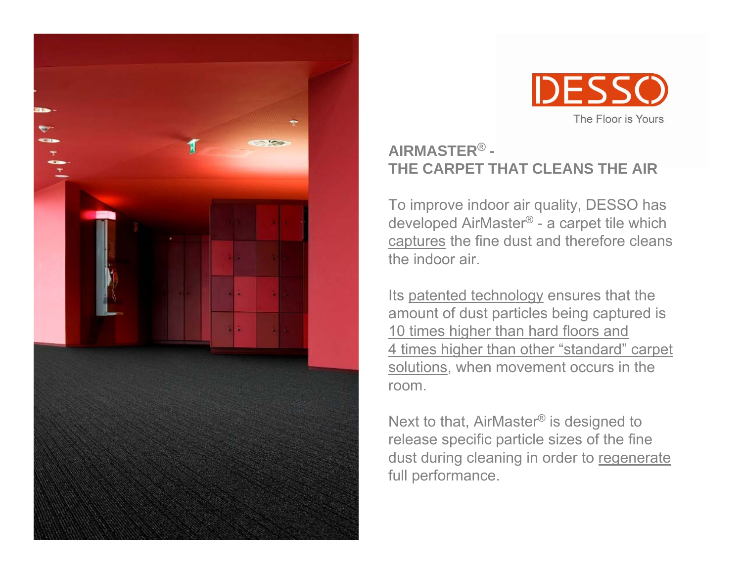DESSO

The Floor is Yours

## AIRMASTER® - THE CARPET THAT CLEANS THE AIR

To improve indoor air quality, DESSO has developed AirMaster® - a carpet tile which captures the fine dust and therefore cleans the indoor air.

Its patented technology ensures that the amount of dust particles being captured is 10 times higher than hard floors and 4 times higher than other "standard" carpet solutions, when movement occurs in the room.

Next to that, AirMaster® is designed to release specific particle sizes of the fine dust during cleaning in order to regenerate full performance.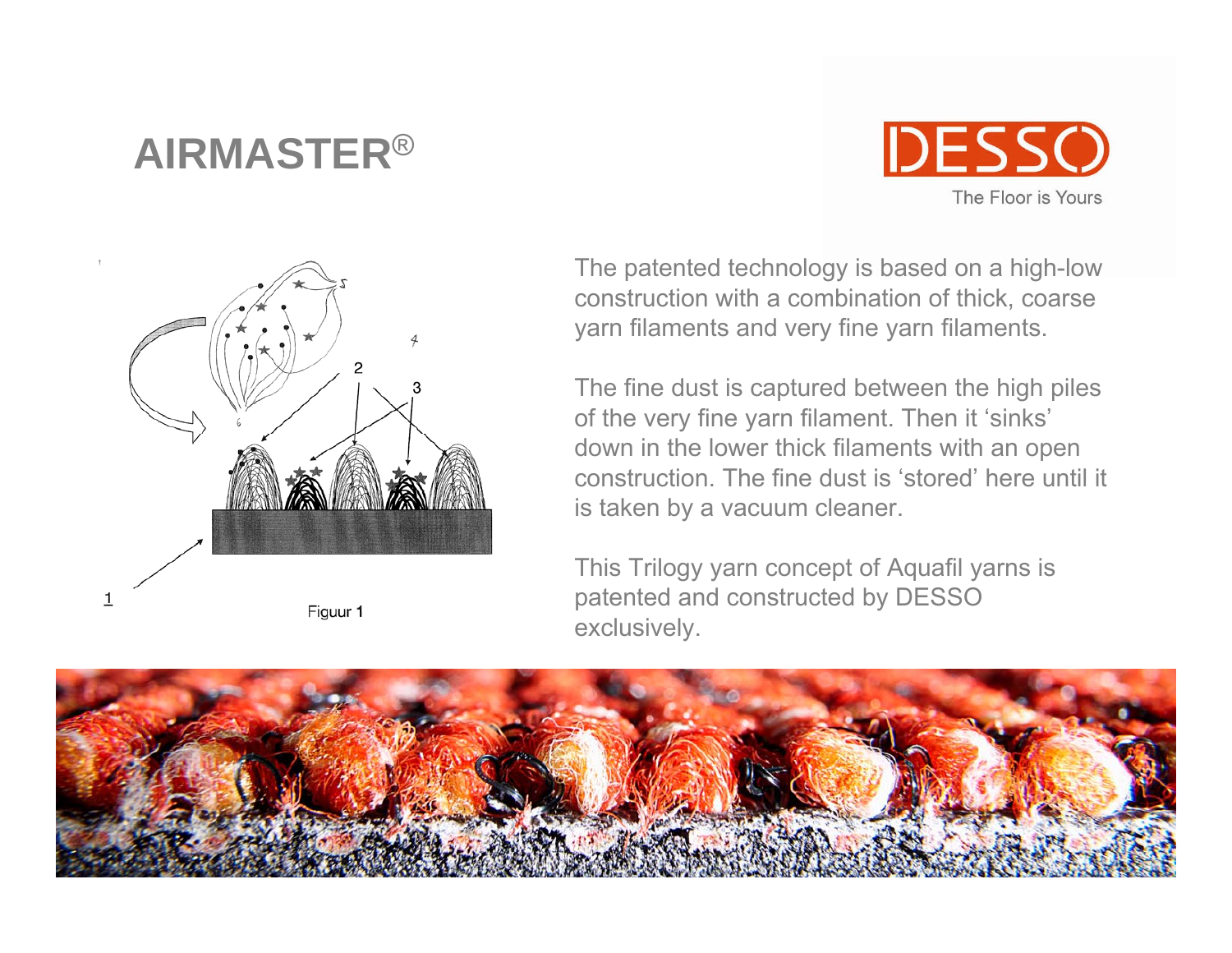# AIRMASTER®

DESSO

The Floor is Yours

Figuur 1

The patented technology is based on a high-low construction with a combination of thick, coarse yarn filaments and very fine yarn filaments.

The fine dust is captured between the high piles of the very fine yarn filament. Then it 'sinks' down in the lower thick filaments with an open construction. The fine dust is 'stored' here until it is taken by a vacuum cleaner.

This Trilogy yarn concept of Aquafil yarns is patented and constructed by DESSO exclusively.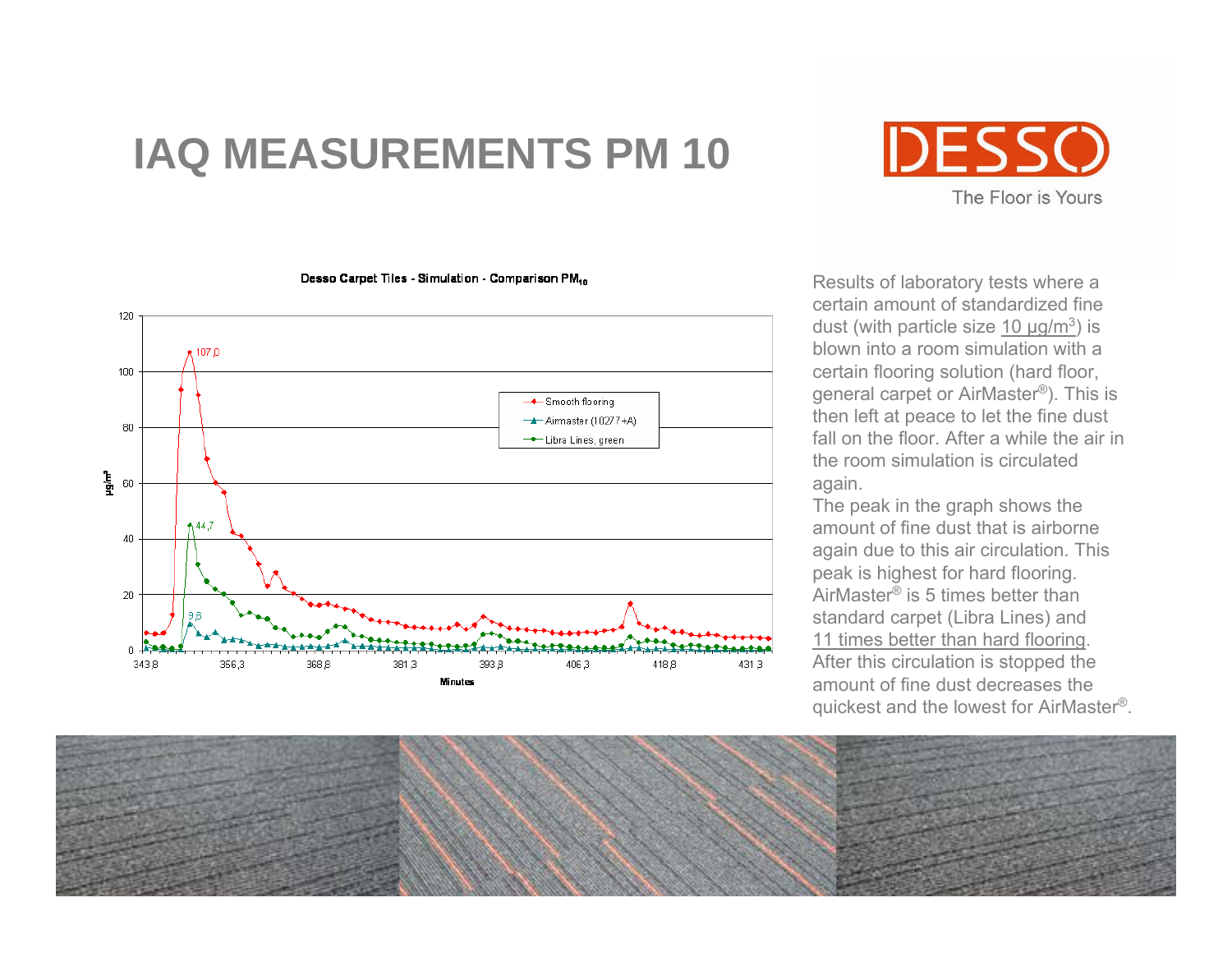# IAQ MEASUREMENTS PM 10

DESSO

The Floor is Yours

**Desso Carpet Tiles - Simulation - Comparison $PM_{10}$**

Results of laboratory tests where a certain amount of standardized fine dust (with particle size 10 µg/m³) is blown into a room simulation with a certain flooring solution (hard floor, general carpet or AirMaster®). This is then left at peace to let the fine dust fall on the floor. After a while the air in the room simulation is circulated again.

The peak in the graph shows the amount of fine dust that is airborne again due to this air circulation. This peak is highest for hard flooring. AirMaster® is 5 times better than standard carpet (Libra Lines) and 11 times better than hard flooring. After this circulation is stopped the amount of fine dust decreases the quickest and the lowest for AirMaster®.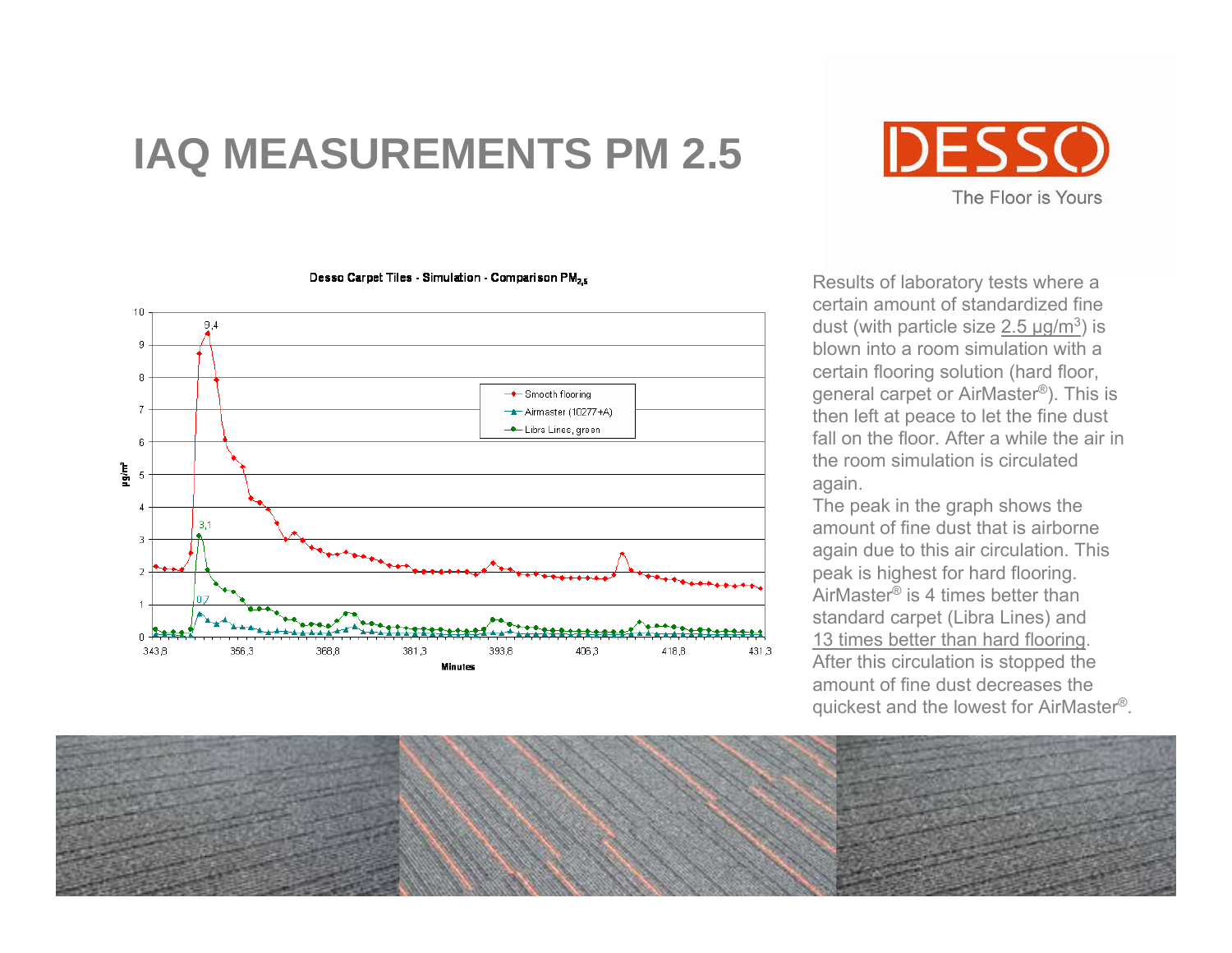# IAQ MEASUREMENTS PM 2.5

DESSO
The Floor is Yours

Desso Carpet Tiles - Simulation - Comparison $PM_{2,5}$

Results of laboratory tests where a certain amount of standardized fine dust (with particle size 2.5 $\mu g/m^3$) is blown into a room simulation with a certain flooring solution (hard floor, general carpet or AirMaster®). This is then left at peace to let the fine dust fall on the floor. After a while the air in the room simulation is circulated again.

The peak in the graph shows the amount of fine dust that is airborne again due to this air circulation. This peak is highest for hard flooring. AirMaster® is 4 times better than standard carpet (Libra Lines) and 13 times better than hard flooring. After this circulation is stopped the amount of fine dust decreases the quickest and the lowest for AirMaster®.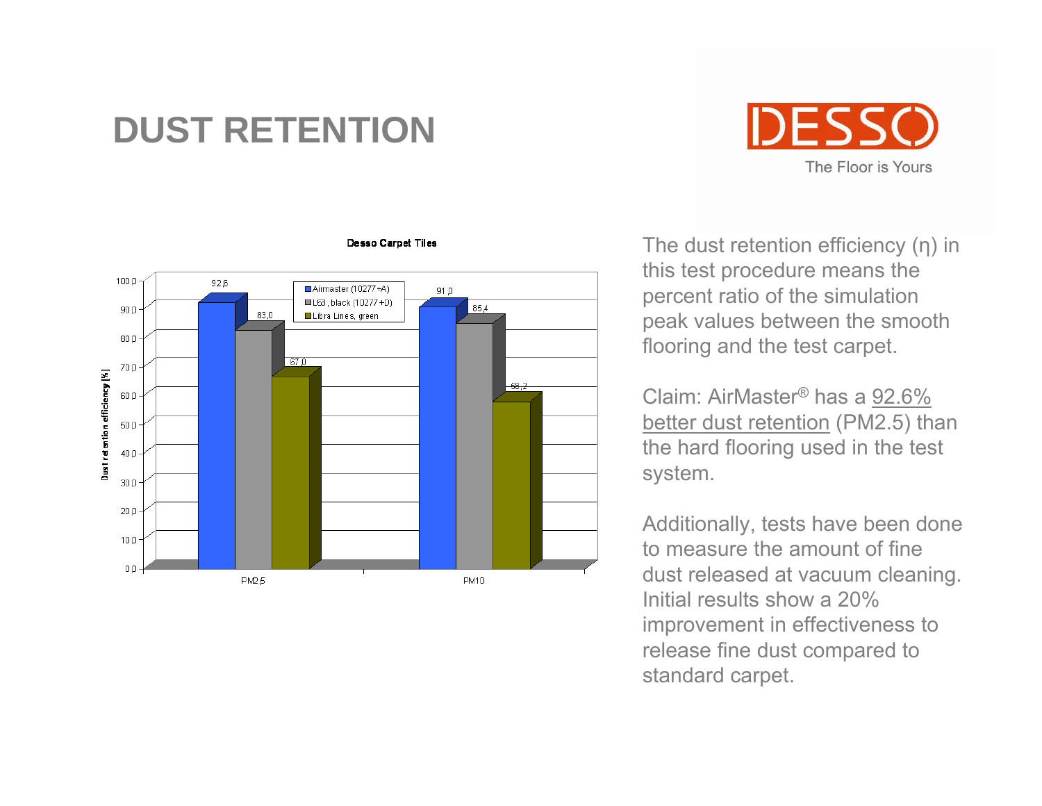# DUST RETENTION

DESSO

The Floor is Yours

**Desso Carpet Tiles**

Dust retention efficiency [%]

| | Airmaster (10277+A) | L63, black (10277+D) | Libra Lines, green |
|---|---|---|---|
| PM2,5 | 92,6 | 83,0 | 67,0 |
| PM10 | 91,0 | 85,4 | 58,2 |

The dust retention efficiency (η) in this test procedure means the percent ratio of the simulation peak values between the smooth flooring and the test carpet.

Claim: AirMaster® has a 92.6% better dust retention (PM2.5) than the hard flooring used in the test system.

Additionally, tests have been done to measure the amount of fine dust released at vacuum cleaning. Initial results show a 20% improvement in effectiveness to release fine dust compared to standard carpet.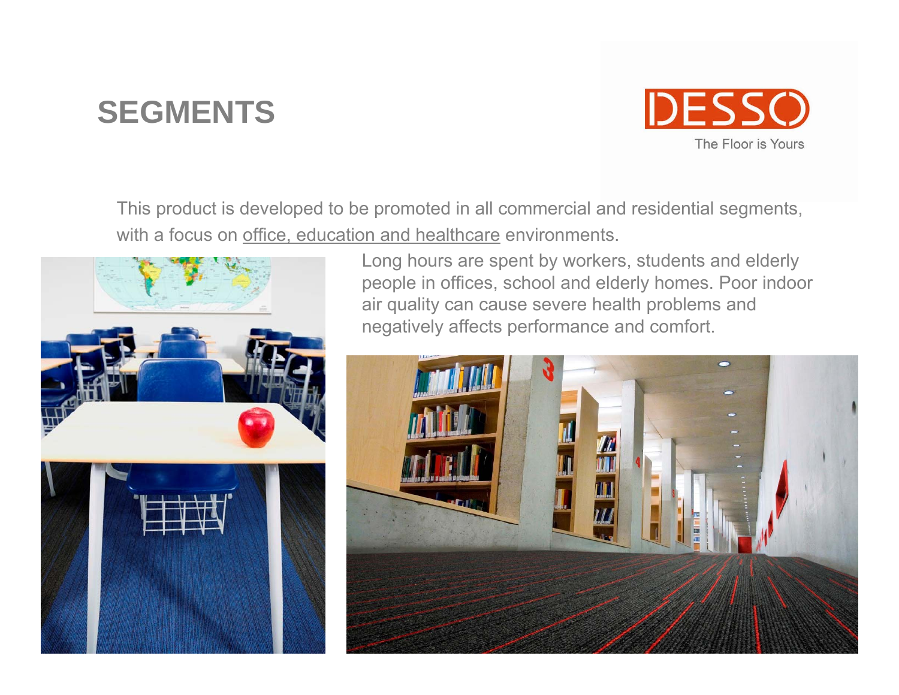# SEGMENTS

DESSO

The Floor is Yours

This product is developed to be promoted in all commercial and residential segments, with a focus on <u>office, education and healthcare</u> environments.

Long hours are spent by workers, students and elderly people in offices, school and elderly homes. Poor indoor air quality can cause severe health problems and negatively affects performance and comfort.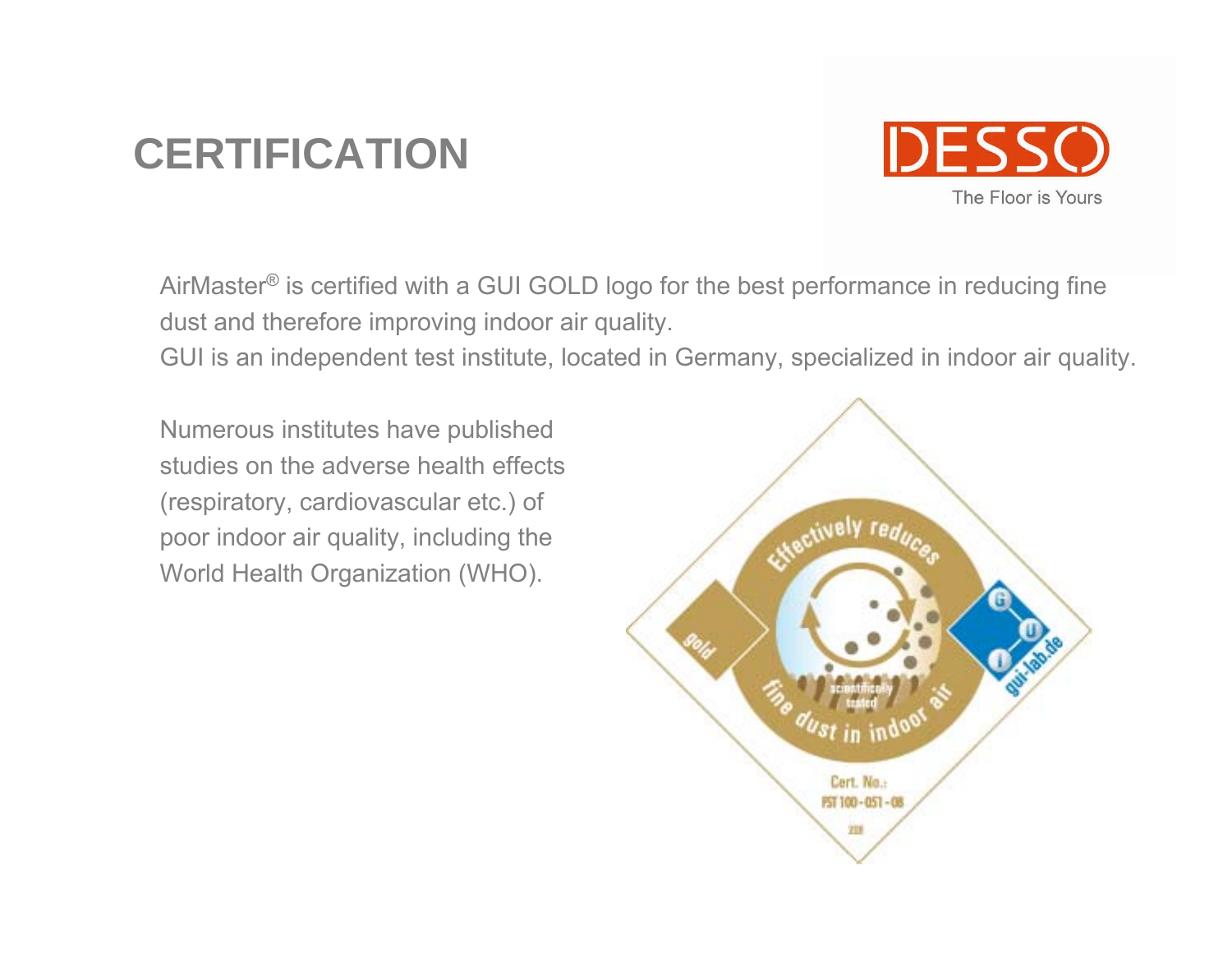# CERTIFICATION

AirMaster® is certified with a GUI GOLD logo for the best performance in reducing fine dust and therefore improving indoor air quality.
GUI is an independent test institute, located in Germany, specialized in indoor air quality.

Numerous institutes have published studies on the adverse health effects (respiratory, cardiovascular etc.) of poor indoor air quality, including the World Health Organization (WHO).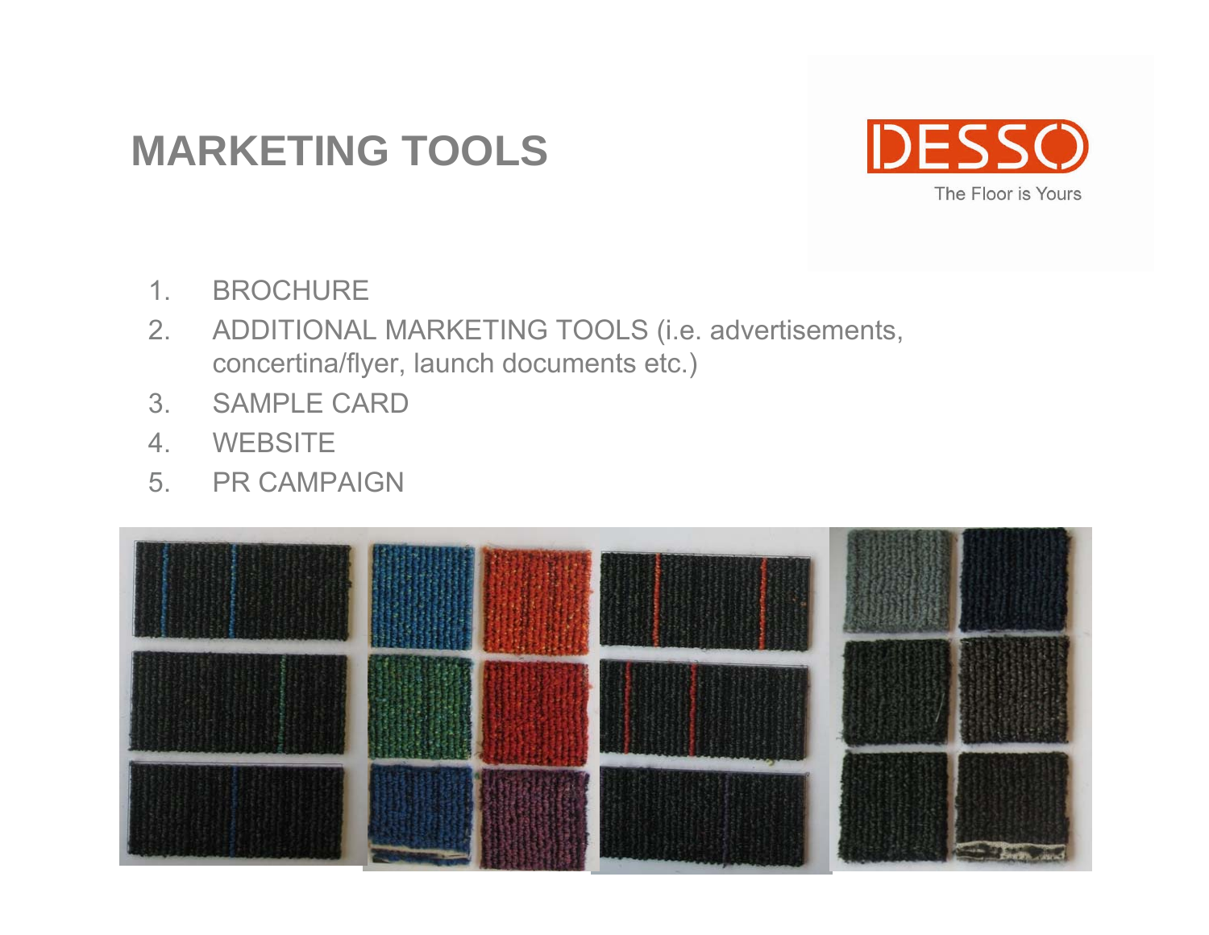# MARKETING TOOLS

DESSO
The Floor is Yours

1. BROCHURE
2. ADDITIONAL MARKETING TOOLS (i.e. advertisements, concertina/flyer, launch documents etc.)
3. SAMPLE CARD
4. WEBSITE
5. PR CAMPAIGN